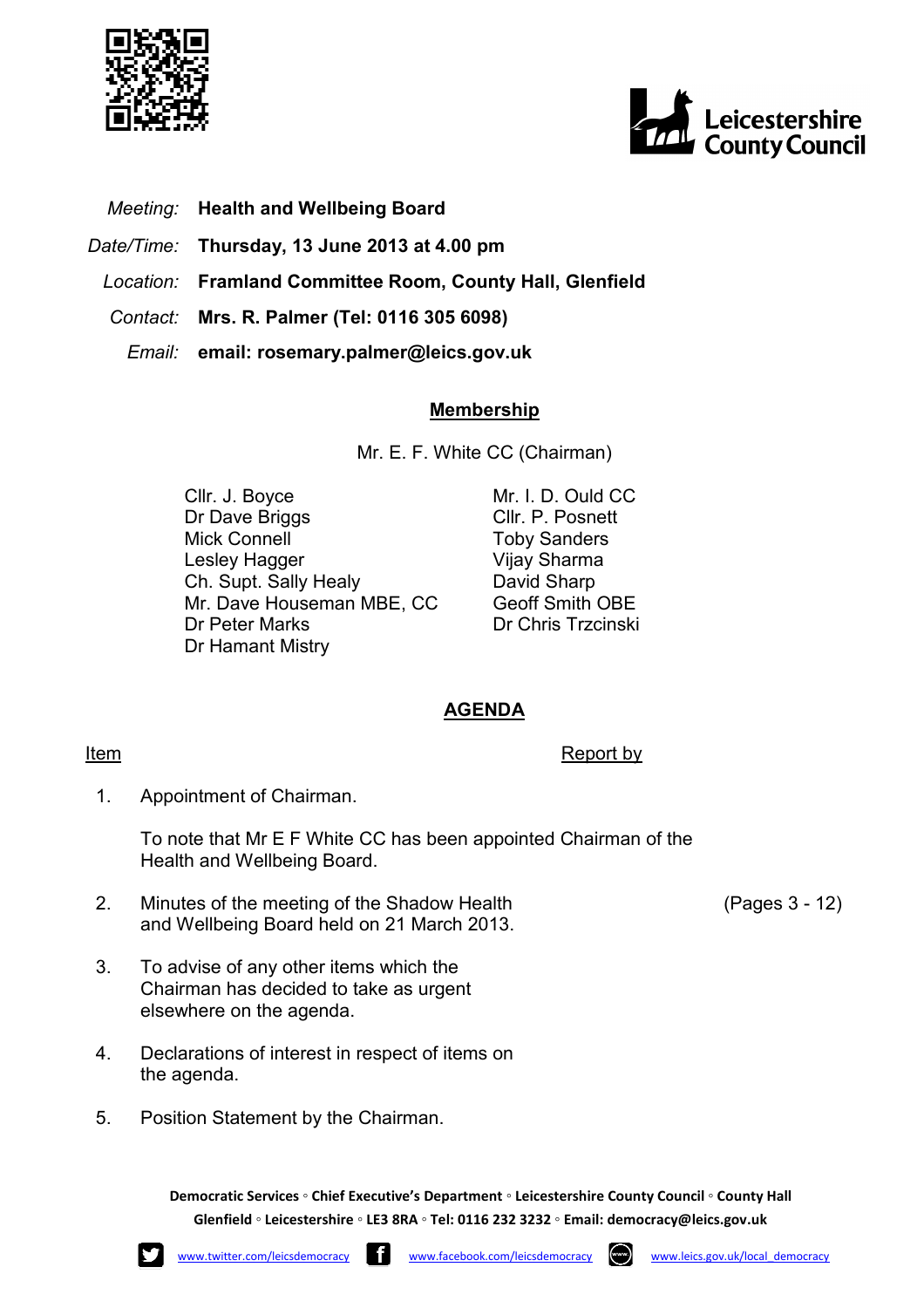| | |
|---|---|
| *Meeting:* | **Health and Wellbeing Board** |
| *Date/Time:* | **Thursday, 13 June 2013 at 4.00 pm** |
| *Location:* | **Framland Committee Room, County Hall, Glenfield** |
| *Contact:* | **Mrs. R. Palmer (Tel: 0116 305 6098)** |
| *Email:* | **email: rosemary.palmer@leics.gov.uk** |

## Membership

Mr. E. F. White CC (Chairman)

| | |
|---|---|
| Cllr. J. Boyce | Mr. I. D. Ould CC |
| Dr Dave Briggs | Cllr. P. Posnett |
| Mick Connell | Toby Sanders |
| Lesley Hagger | Vijay Sharma |
| Ch. Supt. Sally Healy | David Sharp |
| Mr. Dave Houseman MBE, CC | Geoff Smith OBE |
| Dr Peter Marks | Dr Chris Trzcinski |
| Dr Hamant Mistry | |

## AGENDA

| Item | | Report by | |
|---|---|---|---|
| 1. | Appointment of Chairman.<br><br>To note that Mr E F White CC has been appointed Chairman of the Health and Wellbeing Board. | | |
| 2. | Minutes of the meeting of the Shadow Health and Wellbeing Board held on 21 March 2013. | | (Pages 3 - 12) |
| 3. | To advise of any other items which the Chairman has decided to take as urgent elsewhere on the agenda. | | |
| 4. | Declarations of interest in respect of items on the agenda. | | |
| 5. | Position Statement by the Chairman. | | |

**Democratic Services ◦ Chief Executive's Department ◦ Leicestershire County Council ◦ County Hall Glenfield ◦ Leicestershire ◦ LE3 8RA ◦ Tel: 0116 232 3232 ◦ Email: democracy@leics.gov.uk**

www.twitter.com/leicsdemocracy www.facebook.com/leicsdemocracy www.leics.gov.uk/local_democracy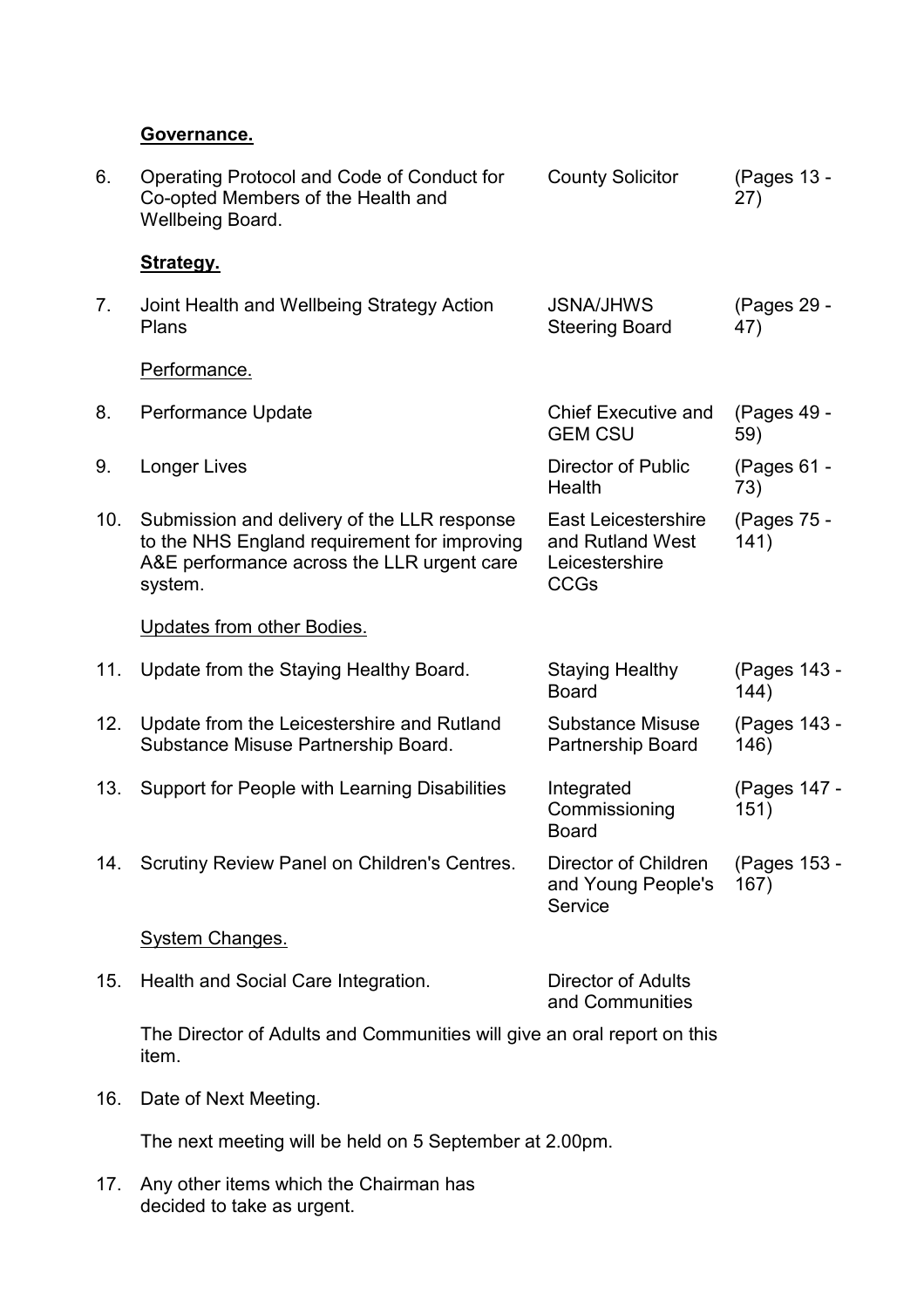**Governance.**

| | | | |
|---|---|---|---|
| 6. | Operating Protocol and Code of Conduct for Co-opted Members of the Health and Wellbeing Board. | County Solicitor | (Pages 13 - 27) |
| | **Strategy.** | | |
| 7. | Joint Health and Wellbeing Strategy Action Plans | JSNA/JHWS Steering Board | (Pages 29 - 47) |
| | Performance. | | |
| 8. | Performance Update | Chief Executive and GEM CSU | (Pages 49 - 59) |
| 9. | Longer Lives | Director of Public Health | (Pages 61 - 73) |
| 10. | Submission and delivery of the LLR response to the NHS England requirement for improving A&E performance across the LLR urgent care system. | East Leicestershire and Rutland West Leicestershire CCGs | (Pages 75 - 141) |
| | Updates from other Bodies. | | |
| 11. | Update from the Staying Healthy Board. | Staying Healthy Board | (Pages 143 - 144) |
| 12. | Update from the Leicestershire and Rutland Substance Misuse Partnership Board. | Substance Misuse Partnership Board | (Pages 143 - 146) |
| 13. | Support for People with Learning Disabilities | Integrated Commissioning Board | (Pages 147 - 151) |
| 14. | Scrutiny Review Panel on Children's Centres. | Director of Children and Young People's Service | (Pages 153 - 167) |
| | System Changes. | | |
| 15. | Health and Social Care Integration. | Director of Adults and Communities | |

The Director of Adults and Communities will give an oral report on this item.

16. Date of Next Meeting.

The next meeting will be held on 5 September at 2.00pm.

17. Any other items which the Chairman has decided to take as urgent.